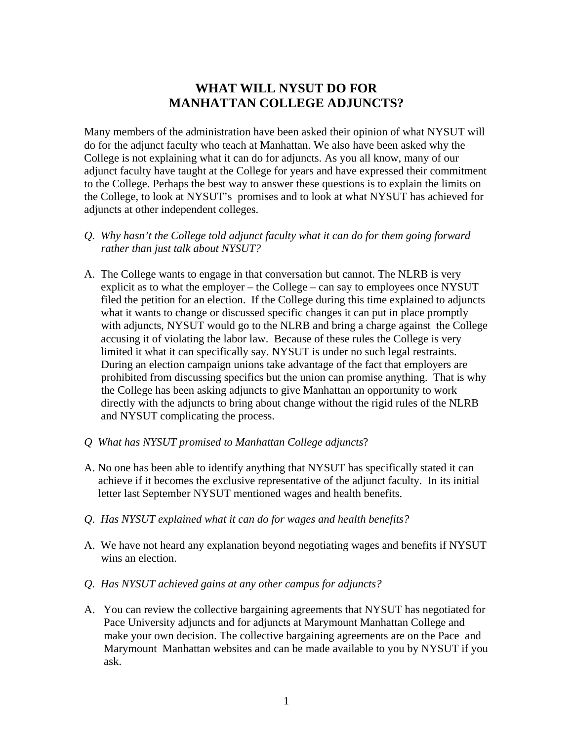# WHAT WILL NYSUT DO FOR MANHATTAN COLLEGE ADJUNCTS?

Many members of the administration have been asked their opinion of what NYSUT will do for the adjunct faculty who teach at Manhattan. We also have been asked why the College is not explaining what it can do for adjuncts. As you all know, many of our adjunct faculty have taught at the College for years and have expressed their commitment to the College. Perhaps the best way to answer these questions is to explain the limits on the College, to look at NYSUT's promises and to look at what NYSUT has achieved for adjuncts at other independent colleges.

*Q. Why hasn't the College told adjunct faculty what it can do for them going forward rather than just talk about NYSUT?*

A. The College wants to engage in that conversation but cannot. The NLRB is very explicit as to what the employer – the College – can say to employees once NYSUT filed the petition for an election. If the College during this time explained to adjuncts what it wants to change or discussed specific changes it can put in place promptly with adjuncts, NYSUT would go to the NLRB and bring a charge against the College accusing it of violating the labor law. Because of these rules the College is very limited it what it can specifically say. NYSUT is under no such legal restraints. During an election campaign unions take advantage of the fact that employers are prohibited from discussing specifics but the union can promise anything. That is why the College has been asking adjuncts to give Manhattan an opportunity to work directly with the adjuncts to bring about change without the rigid rules of the NLRB and NYSUT complicating the process.

*Q What has NYSUT promised to Manhattan College adjuncts*?

A. No one has been able to identify anything that NYSUT has specifically stated it can achieve if it becomes the exclusive representative of the adjunct faculty. In its initial letter last September NYSUT mentioned wages and health benefits.

*Q. Has NYSUT explained what it can do for wages and health benefits?*

A. We have not heard any explanation beyond negotiating wages and benefits if NYSUT wins an election.

*Q. Has NYSUT achieved gains at any other campus for adjuncts?*

A. You can review the collective bargaining agreements that NYSUT has negotiated for Pace University adjuncts and for adjuncts at Marymount Manhattan College and make your own decision. The collective bargaining agreements are on the Pace and Marymount Manhattan websites and can be made available to you by NYSUT if you ask.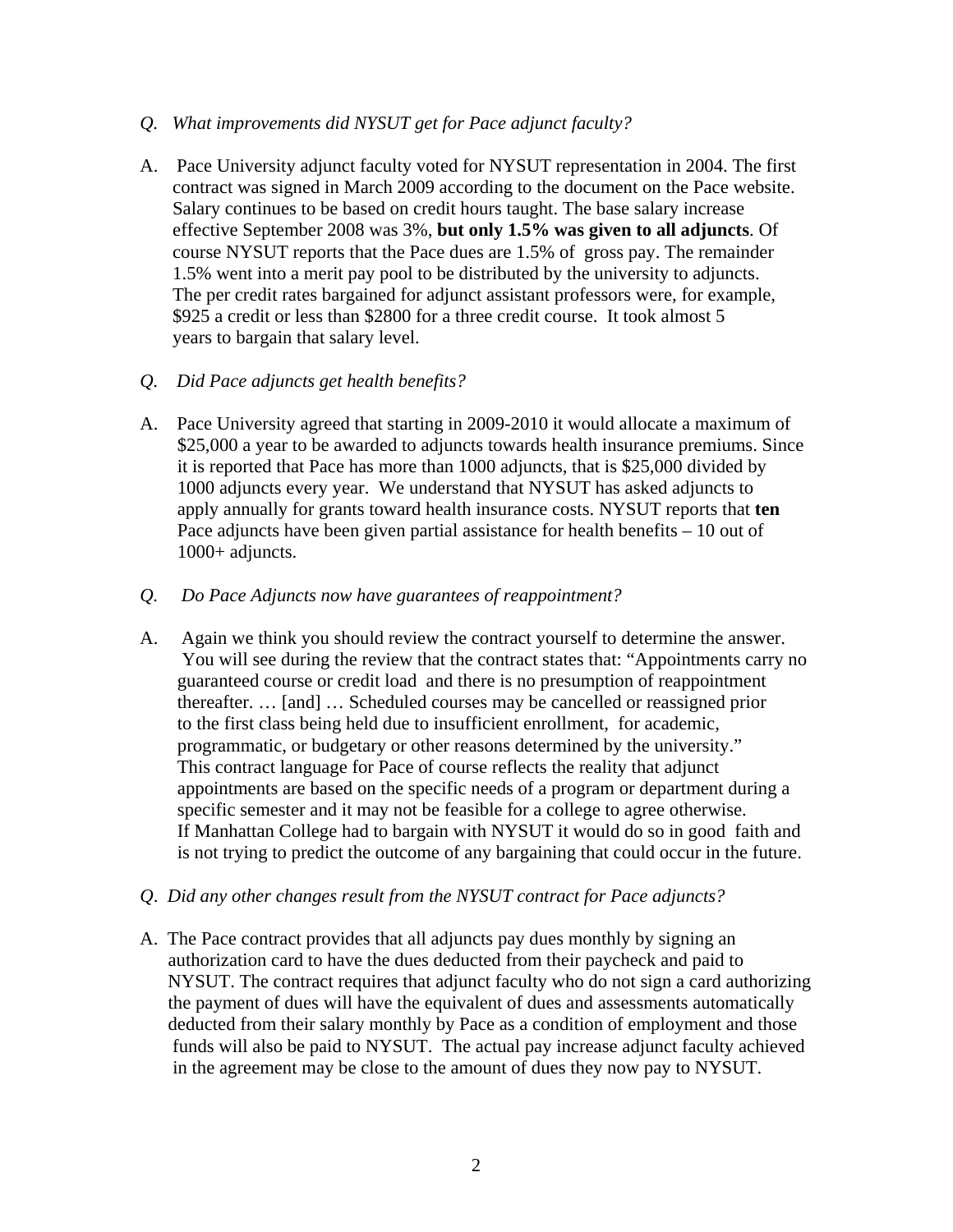*Q. What improvements did NYSUT get for Pace adjunct faculty?*

A. Pace University adjunct faculty voted for NYSUT representation in 2004. The first contract was signed in March 2009 according to the document on the Pace website. Salary continues to be based on credit hours taught. The base salary increase effective September 2008 was 3%, **but only 1.5% was given to all adjuncts**. Of course NYSUT reports that the Pace dues are 1.5% of gross pay. The remainder 1.5% went into a merit pay pool to be distributed by the university to adjuncts. The per credit rates bargained for adjunct assistant professors were, for example, $925 a credit or less than $2800 for a three credit course. It took almost 5 years to bargain that salary level.

*Q. Did Pace adjuncts get health benefits?*

A. Pace University agreed that starting in 2009-2010 it would allocate a maximum of $25,000 a year to be awarded to adjuncts towards health insurance premiums. Since it is reported that Pace has more than 1000 adjuncts, that is $25,000 divided by 1000 adjuncts every year. We understand that NYSUT has asked adjuncts to apply annually for grants toward health insurance costs. NYSUT reports that **ten** Pace adjuncts have been given partial assistance for health benefits – 10 out of 1000+ adjuncts.

*Q. Do Pace Adjuncts now have guarantees of reappointment?*

A. Again we think you should review the contract yourself to determine the answer. You will see during the review that the contract states that: "Appointments carry no guaranteed course or credit load and there is no presumption of reappointment thereafter. … [and] … Scheduled courses may be cancelled or reassigned prior to the first class being held due to insufficient enrollment, for academic, programmatic, or budgetary or other reasons determined by the university." This contract language for Pace of course reflects the reality that adjunct appointments are based on the specific needs of a program or department during a specific semester and it may not be feasible for a college to agree otherwise. If Manhattan College had to bargain with NYSUT it would do so in good faith and is not trying to predict the outcome of any bargaining that could occur in the future.

*Q. Did any other changes result from the NYSUT contract for Pace adjuncts?*

A. The Pace contract provides that all adjuncts pay dues monthly by signing an authorization card to have the dues deducted from their paycheck and paid to NYSUT. The contract requires that adjunct faculty who do not sign a card authorizing the payment of dues will have the equivalent of dues and assessments automatically deducted from their salary monthly by Pace as a condition of employment and those funds will also be paid to NYSUT. The actual pay increase adjunct faculty achieved in the agreement may be close to the amount of dues they now pay to NYSUT.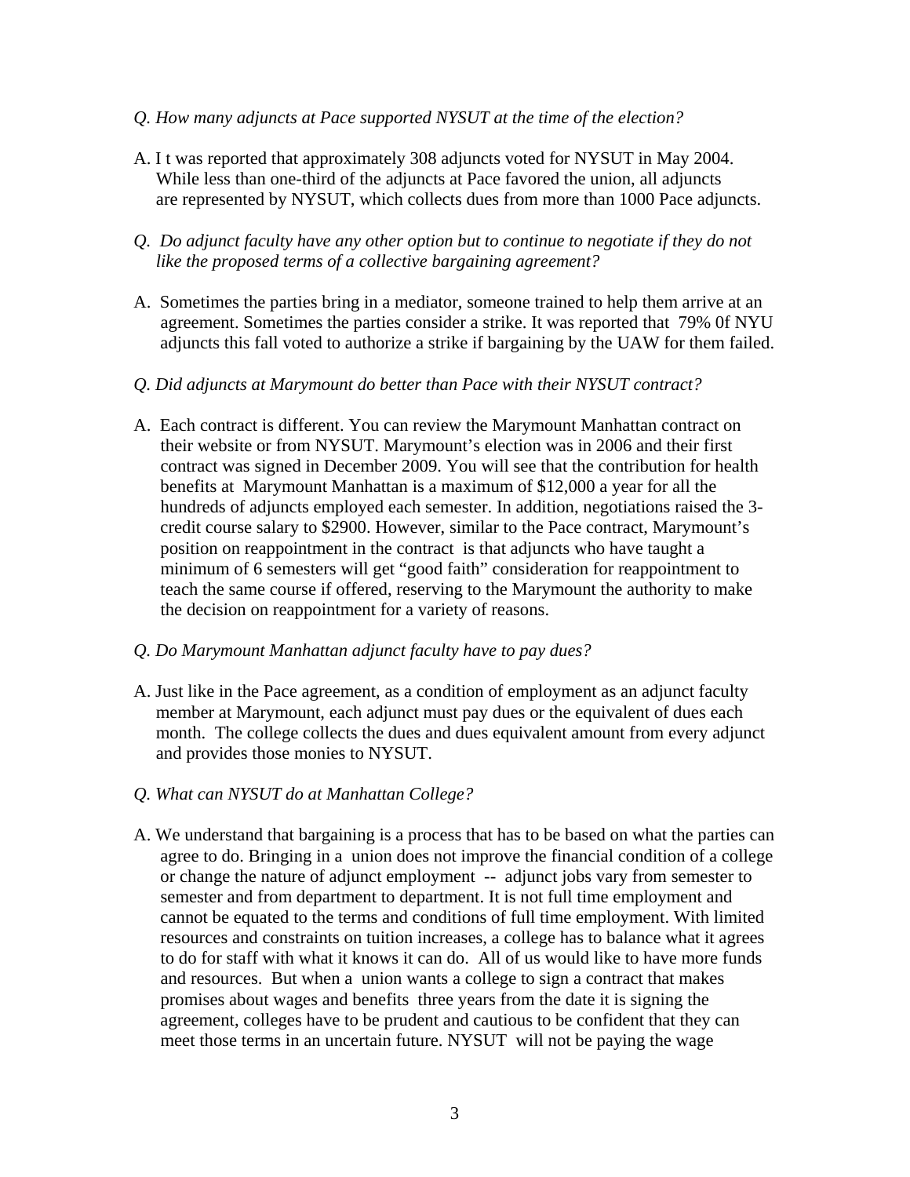*Q. How many adjuncts at Pace supported NYSUT at the time of the election?*

A. I t was reported that approximately 308 adjuncts voted for NYSUT in May 2004. While less than one-third of the adjuncts at Pace favored the union, all adjuncts are represented by NYSUT, which collects dues from more than 1000 Pace adjuncts.

*Q. Do adjunct faculty have any other option but to continue to negotiate if they do not like the proposed terms of a collective bargaining agreement?*

A. Sometimes the parties bring in a mediator, someone trained to help them arrive at an agreement. Sometimes the parties consider a strike. It was reported that 79% 0f NYU adjuncts this fall voted to authorize a strike if bargaining by the UAW for them failed.

*Q. Did adjuncts at Marymount do better than Pace with their NYSUT contract?*

A. Each contract is different. You can review the Marymount Manhattan contract on their website or from NYSUT. Marymount's election was in 2006 and their first contract was signed in December 2009. You will see that the contribution for health benefits at Marymount Manhattan is a maximum of $12,000 a year for all the hundreds of adjuncts employed each semester. In addition, negotiations raised the 3-credit course salary to $2900. However, similar to the Pace contract, Marymount's position on reappointment in the contract is that adjuncts who have taught a minimum of 6 semesters will get "good faith" consideration for reappointment to teach the same course if offered, reserving to the Marymount the authority to make the decision on reappointment for a variety of reasons.

*Q. Do Marymount Manhattan adjunct faculty have to pay dues?*

A. Just like in the Pace agreement, as a condition of employment as an adjunct faculty member at Marymount, each adjunct must pay dues or the equivalent of dues each month. The college collects the dues and dues equivalent amount from every adjunct and provides those monies to NYSUT.

*Q. What can NYSUT do at Manhattan College?*

A. We understand that bargaining is a process that has to be based on what the parties can agree to do. Bringing in a union does not improve the financial condition of a college or change the nature of adjunct employment -- adjunct jobs vary from semester to semester and from department to department. It is not full time employment and cannot be equated to the terms and conditions of full time employment. With limited resources and constraints on tuition increases, a college has to balance what it agrees to do for staff with what it knows it can do. All of us would like to have more funds and resources. But when a union wants a college to sign a contract that makes promises about wages and benefits three years from the date it is signing the agreement, colleges have to be prudent and cautious to be confident that they can meet those terms in an uncertain future. NYSUT will not be paying the wage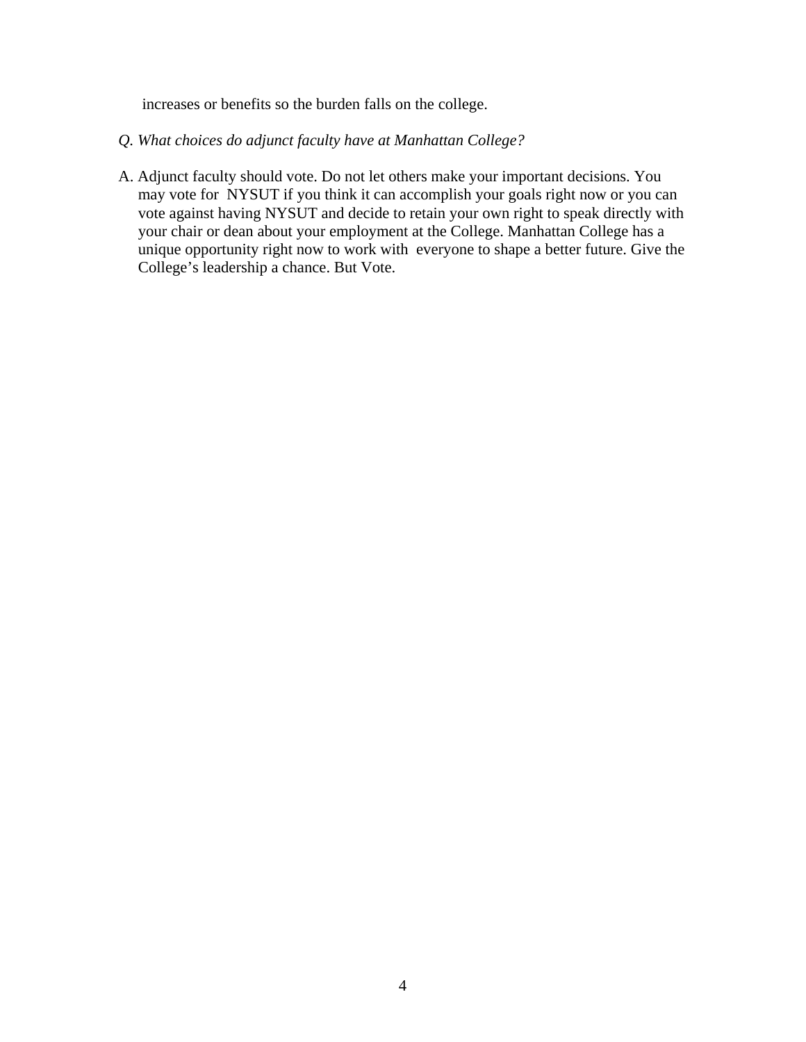increases or benefits so the burden falls on the college.

*Q. What choices do adjunct faculty have at Manhattan College?*

A. Adjunct faculty should vote. Do not let others make your important decisions. You may vote for NYSUT if you think it can accomplish your goals right now or you can vote against having NYSUT and decide to retain your own right to speak directly with your chair or dean about your employment at the College. Manhattan College has a unique opportunity right now to work with everyone to shape a better future. Give the College's leadership a chance. But Vote.